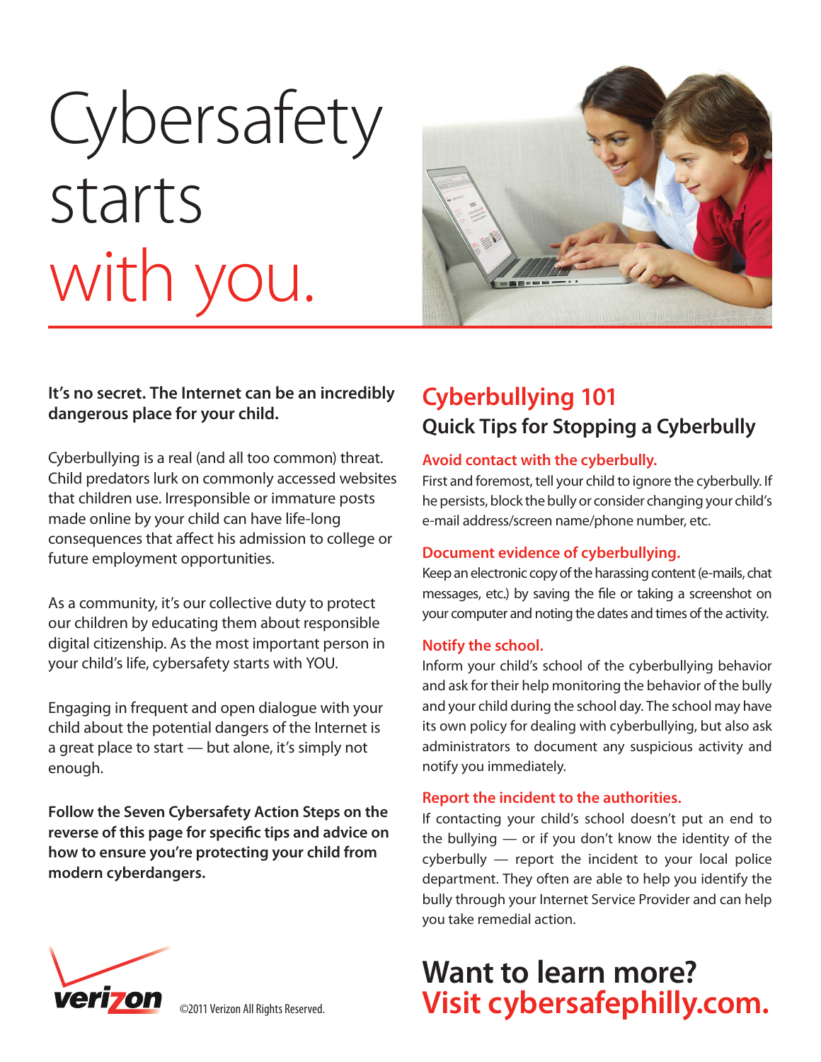# Cybersafety starts with you.

**It's no secret. The Internet can be an incredibly dangerous place for your child.**

Cyberbullying is a real (and all too common) threat. Child predators lurk on commonly accessed websites that children use. Irresponsible or immature posts made online by your child can have life-long consequences that affect his admission to college or future employment opportunities.

As a community, it's our collective duty to protect our children by educating them about responsible digital citizenship. As the most important person in your child's life, cybersafety starts with YOU.

Engaging in frequent and open dialogue with your child about the potential dangers of the Internet is a great place to start — but alone, it's simply not enough.

**Follow the Seven Cybersafety Action Steps on the reverse of this page for specific tips and advice on how to ensure you're protecting your child from modern cyberdangers.**

## Cyberbullying 101

### Quick Tips for Stopping a Cyberbully

**Avoid contact with the cyberbully.**
First and foremost, tell your child to ignore the cyberbully. If he persists, block the bully or consider changing your child's e-mail address/screen name/phone number, etc.

**Document evidence of cyberbullying.**
Keep an electronic copy of the harassing content (e-mails, chat messages, etc.) by saving the file or taking a screenshot on your computer and noting the dates and times of the activity.

**Notify the school.**
Inform your child's school of the cyberbullying behavior and ask for their help monitoring the behavior of the bully and your child during the school day. The school may have its own policy for dealing with cyberbullying, but also ask administrators to document any suspicious activity and notify you immediately.

**Report the incident to the authorities.**
If contacting your child's school doesn't put an end to the bullying — or if you don't know the identity of the cyberbully — report the incident to your local police department. They often are able to help you identify the bully through your Internet Service Provider and can help you take remedial action.

## Want to learn more? Visit cybersafephilly.com.

verizon ©2011 Verizon All Rights Reserved.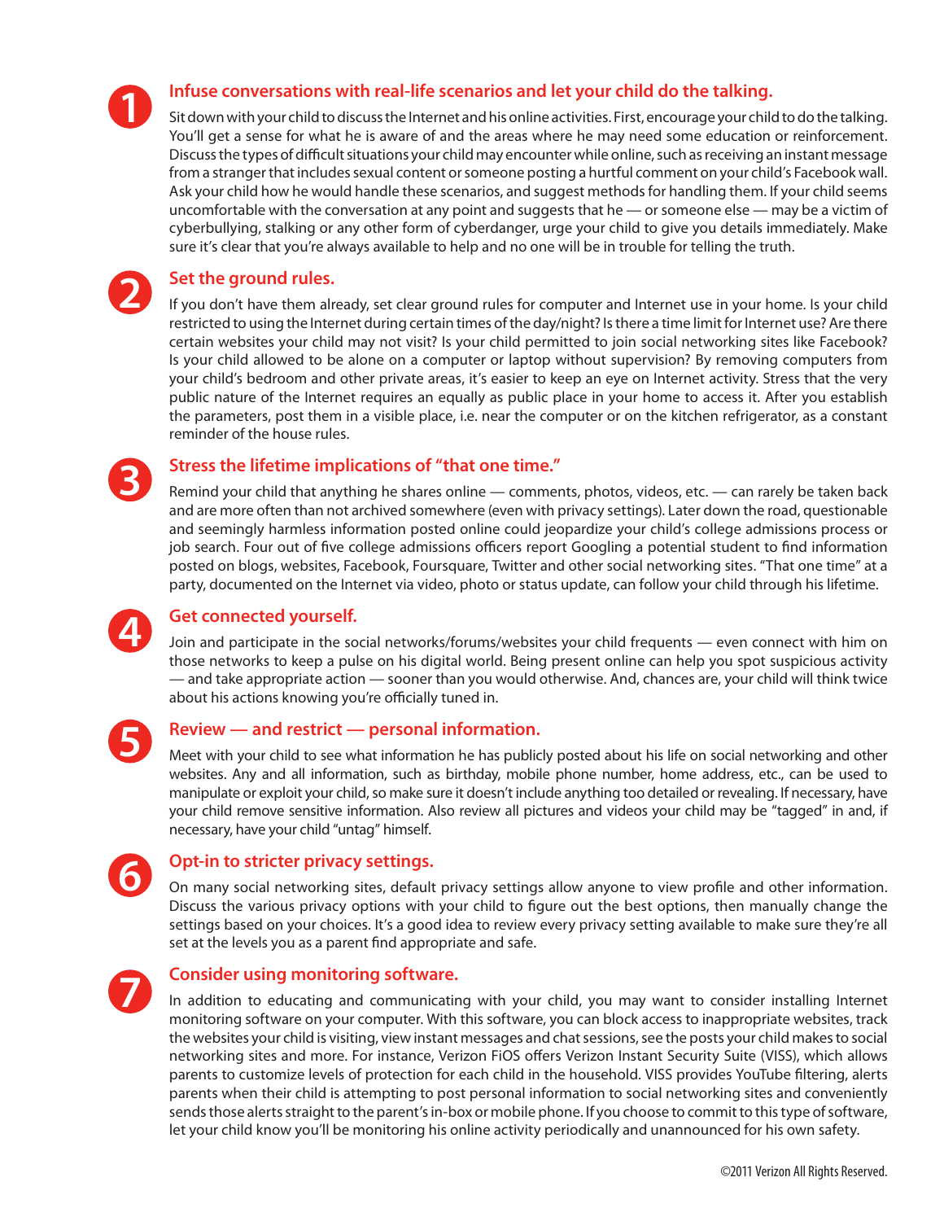## 1 Infuse conversations with real-life scenarios and let your child do the talking.

Sit down with your child to discuss the Internet and his online activities. First, encourage your child to do the talking. You'll get a sense for what he is aware of and the areas where he may need some education or reinforcement. Discuss the types of difficult situations your child may encounter while online, such as receiving an instant message from a stranger that includes sexual content or someone posting a hurtful comment on your child's Facebook wall. Ask your child how he would handle these scenarios, and suggest methods for handling them. If your child seems uncomfortable with the conversation at any point and suggests that he — or someone else — may be a victim of cyberbullying, stalking or any other form of cyberdanger, urge your child to give you details immediately. Make sure it's clear that you're always available to help and no one will be in trouble for telling the truth.

## 2 Set the ground rules.

If you don't have them already, set clear ground rules for computer and Internet use in your home. Is your child restricted to using the Internet during certain times of the day/night? Is there a time limit for Internet use? Are there certain websites your child may not visit? Is your child permitted to join social networking sites like Facebook? Is your child allowed to be alone on a computer or laptop without supervision? By removing computers from your child's bedroom and other private areas, it's easier to keep an eye on Internet activity. Stress that the very public nature of the Internet requires an equally as public place in your home to access it. After you establish the parameters, post them in a visible place, i.e. near the computer or on the kitchen refrigerator, as a constant reminder of the house rules.

## 3 Stress the lifetime implications of "that one time."

Remind your child that anything he shares online — comments, photos, videos, etc. — can rarely be taken back and are more often than not archived somewhere (even with privacy settings). Later down the road, questionable and seemingly harmless information posted online could jeopardize your child's college admissions process or job search. Four out of five college admissions officers report Googling a potential student to find information posted on blogs, websites, Facebook, Foursquare, Twitter and other social networking sites. "That one time" at a party, documented on the Internet via video, photo or status update, can follow your child through his lifetime.

## 4 Get connected yourself.

Join and participate in the social networks/forums/websites your child frequents — even connect with him on those networks to keep a pulse on his digital world. Being present online can help you spot suspicious activity — and take appropriate action — sooner than you would otherwise. And, chances are, your child will think twice about his actions knowing you're officially tuned in.

## 5 Review — and restrict — personal information.

Meet with your child to see what information he has publicly posted about his life on social networking and other websites. Any and all information, such as birthday, mobile phone number, home address, etc., can be used to manipulate or exploit your child, so make sure it doesn't include anything too detailed or revealing. If necessary, have your child remove sensitive information. Also review all pictures and videos your child may be "tagged" in and, if necessary, have your child "untag" himself.

## 6 Opt-in to stricter privacy settings.

On many social networking sites, default privacy settings allow anyone to view profile and other information. Discuss the various privacy options with your child to figure out the best options, then manually change the settings based on your choices. It's a good idea to review every privacy setting available to make sure they're all set at the levels you as a parent find appropriate and safe.

## 7 Consider using monitoring software.

In addition to educating and communicating with your child, you may want to consider installing Internet monitoring software on your computer. With this software, you can block access to inappropriate websites, track the websites your child is visiting, view instant messages and chat sessions, see the posts your child makes to social networking sites and more. For instance, Verizon FiOS offers Verizon Instant Security Suite (VISS), which allows parents to customize levels of protection for each child in the household. VISS provides YouTube filtering, alerts parents when their child is attempting to post personal information to social networking sites and conveniently sends those alerts straight to the parent's in-box or mobile phone. If you choose to commit to this type of software, let your child know you'll be monitoring his online activity periodically and unannounced for his own safety.

©2011 Verizon All Rights Reserved.